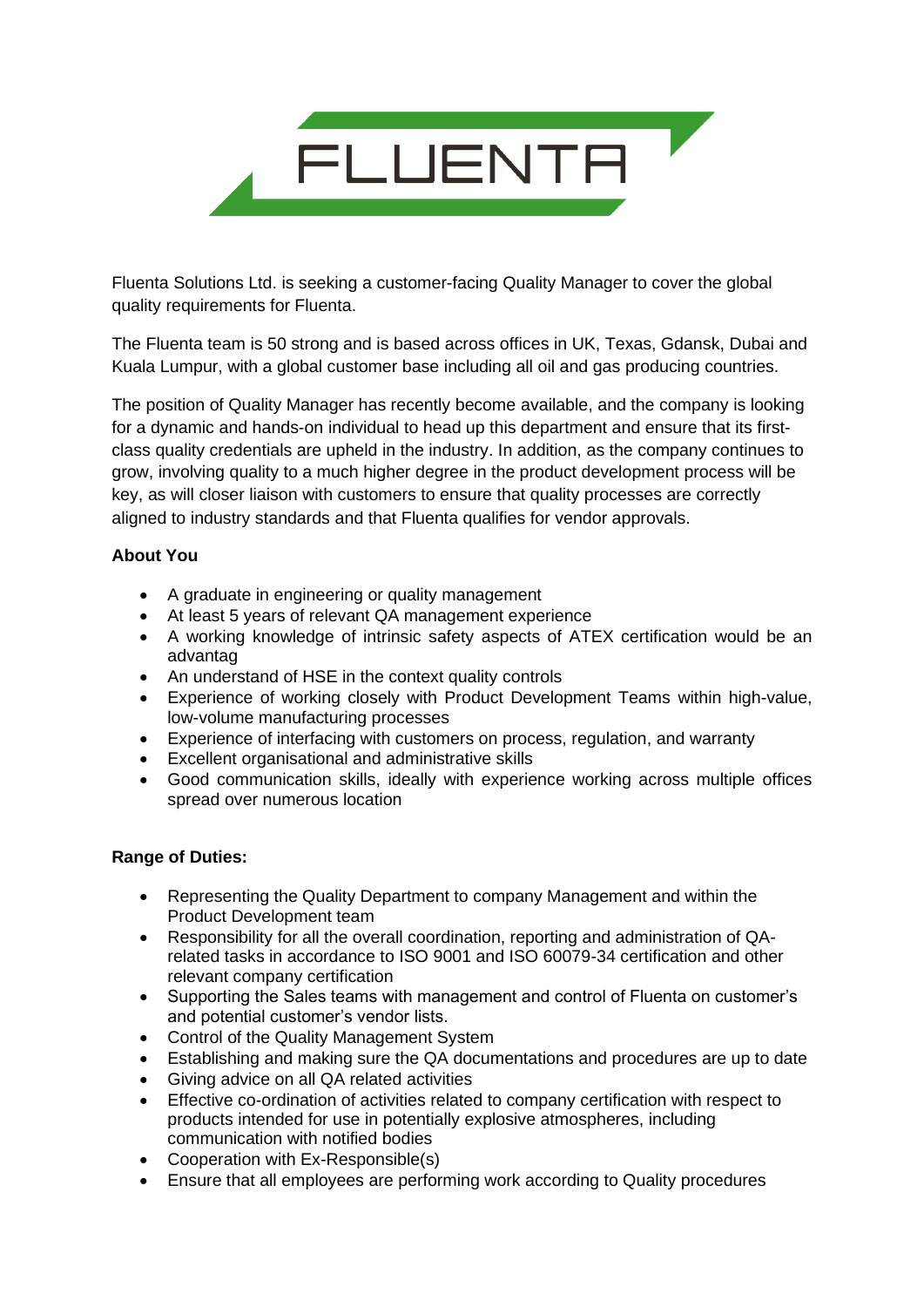FLUENTA

Fluenta Solutions Ltd. is seeking a customer-facing Quality Manager to cover the global quality requirements for Fluenta.

The Fluenta team is 50 strong and is based across offices in UK, Texas, Gdansk, Dubai and Kuala Lumpur, with a global customer base including all oil and gas producing countries.

The position of Quality Manager has recently become available, and the company is looking for a dynamic and hands-on individual to head up this department and ensure that its first-class quality credentials are upheld in the industry. In addition, as the company continues to grow, involving quality to a much higher degree in the product development process will be key, as will closer liaison with customers to ensure that quality processes are correctly aligned to industry standards and that Fluenta qualifies for vendor approvals.

**About You**

- A graduate in engineering or quality management
- At least 5 years of relevant QA management experience
- A working knowledge of intrinsic safety aspects of ATEX certification would be an advantag
- An understand of HSE in the context quality controls
- Experience of working closely with Product Development Teams within high-value, low-volume manufacturing processes
- Experience of interfacing with customers on process, regulation, and warranty
- Excellent organisational and administrative skills
- Good communication skills, ideally with experience working across multiple offices spread over numerous location

**Range of Duties:**

- Representing the Quality Department to company Management and within the Product Development team
- Responsibility for all the overall coordination, reporting and administration of QA-related tasks in accordance to ISO 9001 and ISO 60079-34 certification and other relevant company certification
- Supporting the Sales teams with management and control of Fluenta on customer's and potential customer's vendor lists.
- Control of the Quality Management System
- Establishing and making sure the QA documentations and procedures are up to date
- Giving advice on all QA related activities
- Effective co-ordination of activities related to company certification with respect to products intended for use in potentially explosive atmospheres, including communication with notified bodies
- Cooperation with Ex-Responsible(s)
- Ensure that all employees are performing work according to Quality procedures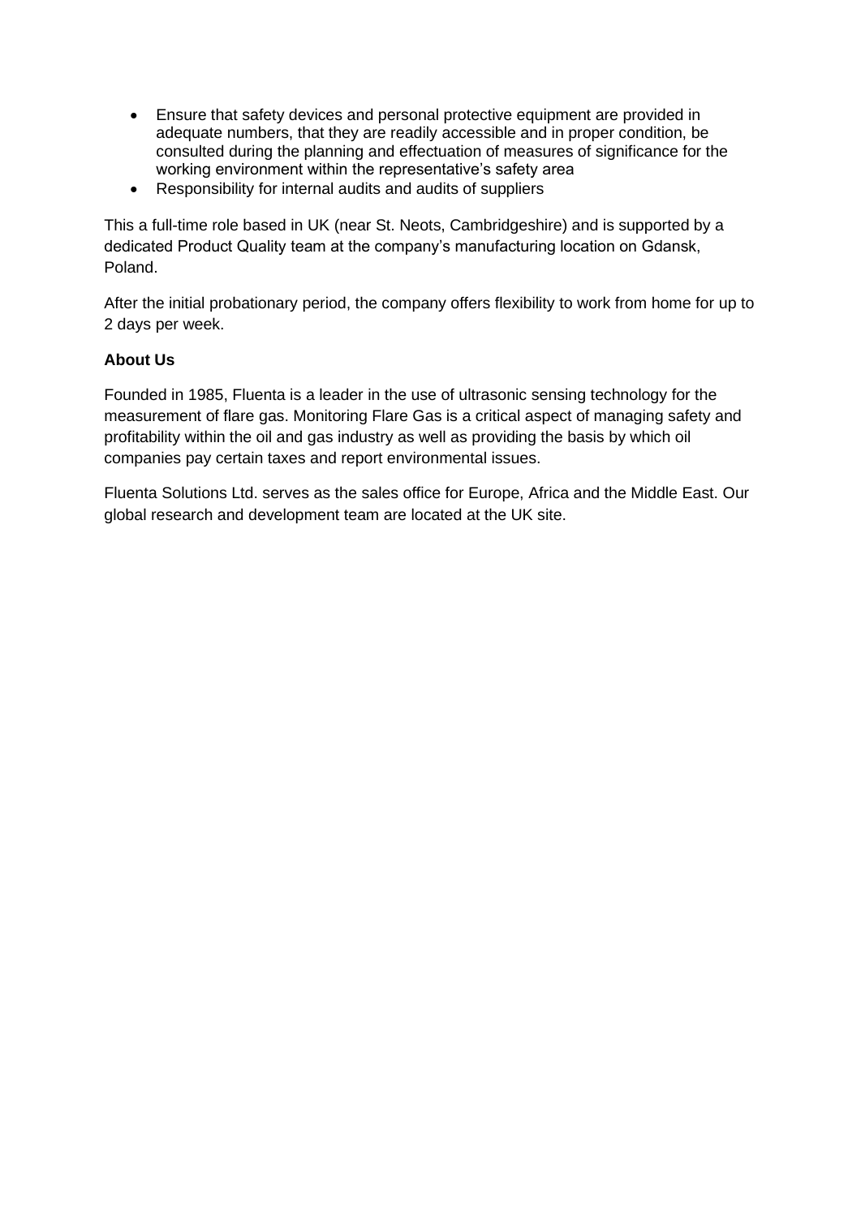- Ensure that safety devices and personal protective equipment are provided in adequate numbers, that they are readily accessible and in proper condition, be consulted during the planning and effectuation of measures of significance for the working environment within the representative's safety area
- Responsibility for internal audits and audits of suppliers

This a full-time role based in UK (near St. Neots, Cambridgeshire) and is supported by a dedicated Product Quality team at the company's manufacturing location on Gdansk, Poland.

After the initial probationary period, the company offers flexibility to work from home for up to 2 days per week.

**About Us**

Founded in 1985, Fluenta is a leader in the use of ultrasonic sensing technology for the measurement of flare gas. Monitoring Flare Gas is a critical aspect of managing safety and profitability within the oil and gas industry as well as providing the basis by which oil companies pay certain taxes and report environmental issues.

Fluenta Solutions Ltd. serves as the sales office for Europe, Africa and the Middle East. Our global research and development team are located at the UK site.